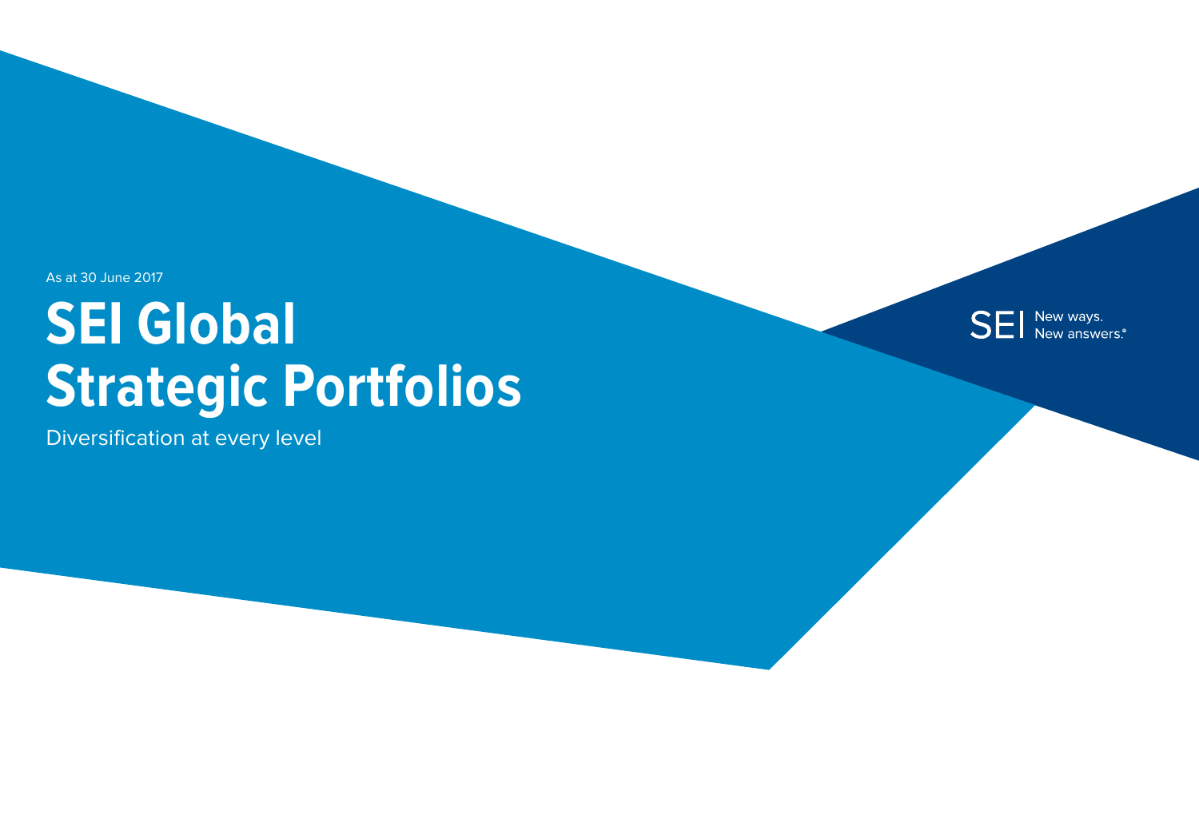As at 30 June 2017

# SEI Global Strategic Portfolios

Diversification at every level

SEI New ways. New answers.®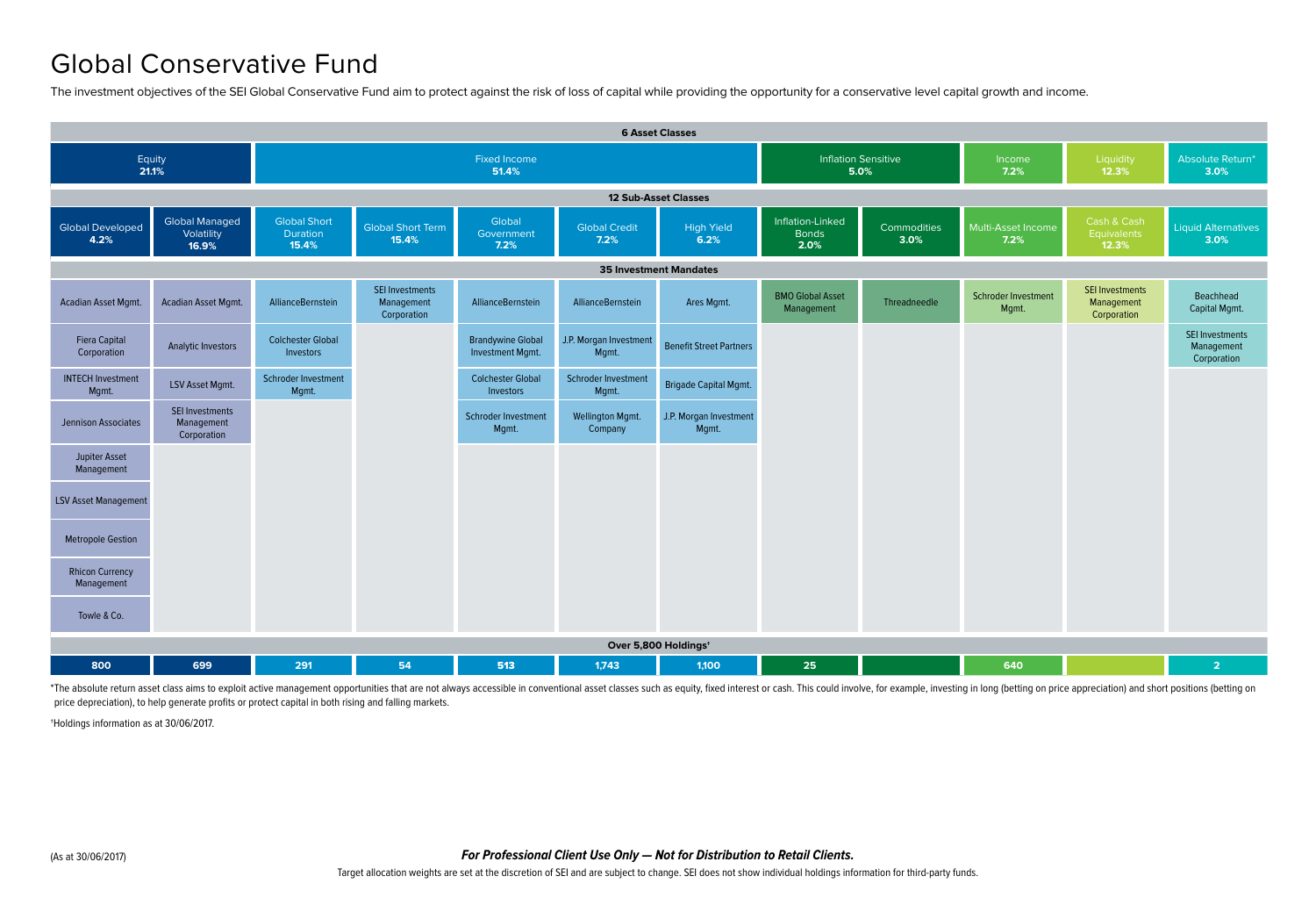# Global Conservative Fund

The investment objectives of the SEI Global Conservative Fund aim to protect against the risk of loss of capital while providing the opportunity for a conservative level capital growth and income.

**6 Asset Classes**

| Equity **21.1%** | | Fixed Income **51.4%** | | | | | Inflation Sensitive **5.0%** | | Income **7.2%** | Liquidity **12.3%** | Absolute Return* **3.0%** |
|---|---|---|---|---|---|---|---|---|---|---|---|
| **12 Sub-Asset Classes** | | | | | | | | | | | |
| Global Developed **4.2%** | Global Managed Volatility **16.9%** | Global Short Duration **15.4%** | Global Short Term **15.4%** | Global Government **7.2%** | Global Credit **7.2%** | High Yield **6.2%** | Inflation-Linked Bonds **2.0%** | Commodities **3.0%** | Multi-Asset Income **7.2%** | Cash & Cash Equivalents **12.3%** | Liquid Alternatives **3.0%** |
| **35 Investment Mandates** | | | | | | | | | | | |
| Acadian Asset Mgmt. | Acadian Asset Mgmt. | AllianceBernstein | SEI Investments Management Corporation | AllianceBernstein | AllianceBernstein | Ares Mgmt. | BMO Global Asset Management | Threadneedle | Schroder Investment Mgmt. | SEI Investments Management Corporation | Beachhead Capital Mgmt. |
| Fiera Capital Corporation | Analytic Investors | Colchester Global Investors | | Brandywine Global Investment Mgmt. | J.P. Morgan Investment Mgmt. | Benefit Street Partners | | | | | SEI Investments Management Corporation |
| INTECH Investment Mgmt. | LSV Asset Mgmt. | Schroder Investment Mgmt. | | Colchester Global Investors | Schroder Investment Mgmt. | Brigade Capital Mgmt. | | | | | |
| Jennison Associates | SEI Investments Management Corporation | | | Schroder Investment Mgmt. | Wellington Mgmt. Company | J.P. Morgan Investment Mgmt. | | | | | |
| Jupiter Asset Management | | | | | | | | | | | |
| LSV Asset Management | | | | | | | | | | | |
| Metropole Gestion | | | | | | | | | | | |
| Rhicon Currency Management | | | | | | | | | | | |
| Towle & Co. | | | | | | | | | | | |
| **Over 5,800 Holdings**† | | | | | | | | | | | |
| **800** | **699** | **291** | **54** | **513** | **1,743** | **1,100** | **25** | | **640** | | **2** |

*The absolute return asset class aims to exploit active management opportunities that are not always accessible in conventional asset classes such as equity, fixed interest or cash. This could involve, for example, investing in long (betting on price appreciation) and short positions (betting on price depreciation), to help generate profits or protect capital in both rising and falling markets.

†Holdings information as at 30/06/2017.

(As at 30/06/2017)

***For Professional Client Use Only — Not for Distribution to Retail Clients.***

Target allocation weights are set at the discretion of SEI and are subject to change. SEI does not show individual holdings information for third-party funds.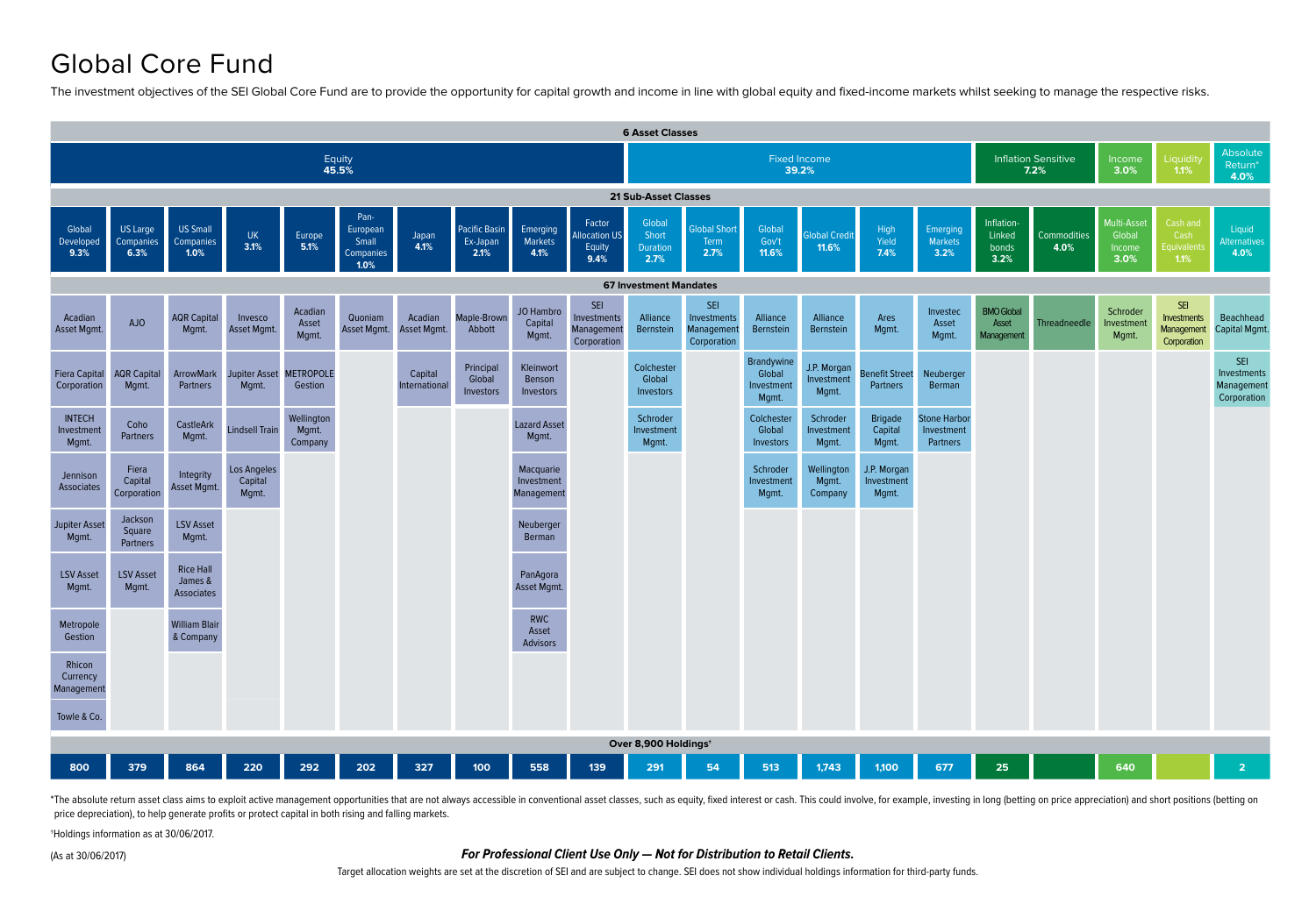# Global Core Fund

The investment objectives of the SEI Global Core Fund are to provide the opportunity for capital growth and income in line with global equity and fixed-income markets whilst seeking to manage the respective risks.

**6 Asset Classes**

| Asset Class | Weight |
|---|---|
| Equity | 45.5% |
| Fixed Income | 39.2% |
| Inflation Sensitive | 7.2% |
| Income | 3.0% |
| Liquidity | 1.1% |
| Absolute Return* | 4.0% |

**21 Sub-Asset Classes** / **67 Investment Mandates** / **Over 8,900 Holdings†**

| Asset Class | Sub-Asset Class | Weight | Investment Mandates | Holdings |
|---|---|---|---|---|
| Equity | Global Developed | 9.3% | Acadian Asset Mgmt.; Fiera Capital Corporation; INTECH Investment Mgmt.; Jennison Associates; Jupiter Asset Mgmt.; LSV Asset Mgmt.; Metropole Gestion; Rhicon Currency Management; Towle & Co. | 800 |
| Equity | US Large Companies | 6.3% | AJO; AQR Capital Mgmt.; Coho Partners; Fiera Capital Corporation; Jackson Square Partners; LSV Asset Mgmt. | 379 |
| Equity | US Small Companies | 1.0% | AQR Capital Mgmt.; ArrowMark Partners; CastleArk Mgmt.; Integrity Asset Mgmt.; LSV Asset Mgmt.; Rice Hall James & Associates; William Blair & Company | 864 |
| Equity | UK | 3.1% | Invesco Asset Mgmt.; Jupiter Asset Mgmt.; Lindsell Train; Los Angeles Capital Mgmt. | 220 |
| Equity | Europe | 5.1% | Acadian Asset Mgmt.; METROPOLE Gestion; Wellington Mgmt. Company | 292 |
| Equity | Pan-European Small Companies | 1.0% | Quoniam Asset Mgmt. | 202 |
| Equity | Japan | 4.1% | Acadian Asset Mgmt.; Capital International | 327 |
| Equity | Pacific Basin Ex-Japan | 2.1% | Maple-Brown Abbott; Principal Global Investors | 100 |
| Equity | Emerging Markets | 4.1% | JO Hambro Capital Mgmt.; Kleinwort Benson Investors; Lazard Asset Mgmt.; Macquarie Investment Management; Neuberger Berman; PanAgora Asset Mgmt.; RWC Asset Advisors | 558 |
| Equity | Factor Allocation US Equity | 9.4% | SEI Investments Management Corporation | 139 |
| Fixed Income | Global Short Duration | 2.7% | Alliance Bernstein; Colchester Global Investors; Schroder Investment Mgmt. | 291 |
| Fixed Income | Global Short Term | 2.7% | SEI Investments Management Corporation | 54 |
| Fixed Income | Global Gov't | 11.6% | Alliance Bernstein; Brandywine Global Investment Mgmt.; Colchester Global Investors; Schroder Investment Mgmt. | 513 |
| Fixed Income | Global Credit | 11.6% | Alliance Bernstein; J.P. Morgan Investment Mgmt.; Schroder Investment Mgmt.; Wellington Mgmt. Company | 1,743 |
| Fixed Income | High Yield | 7.4% | Ares Mgmt.; Benefit Street Partners; Brigade Capital Mgmt.; J.P. Morgan Investment Mgmt. | 1,100 |
| Fixed Income | Emerging Markets | 3.2% | Investec Asset Mgmt.; Neuberger Berman; Stone Harbor Investment Partners | 677 |
| Inflation Sensitive | Inflation-Linked bonds | 3.2% | BMO Global Asset Management | 25 |
| Inflation Sensitive | Commodities | 4.0% | Threadneedle | |
| Income | Multi-Asset Global Income | 3.0% | Schroder Investment Mgmt. | 640 |
| Liquidity | Cash and Cash Equivalents | 1.1% | SEI Investments Management Corporation | |
| Absolute Return* | Liquid Alternatives | 4.0% | Beachhead Capital Mgmt.; SEI Investments Management Corporation | 2 |

*The absolute return asset class aims to exploit active management opportunities that are not always accessible in conventional asset classes, such as equity, fixed interest or cash. This could involve, for example, investing in long (betting on price appreciation) and short positions (betting on price depreciation), to help generate profits or protect capital in both rising and falling markets.

†Holdings information as at 30/06/2017.

(As at 30/06/2017)

***For Professional Client Use Only — Not for Distribution to Retail Clients.***

Target allocation weights are set at the discretion of SEI and are subject to change. SEI does not show individual holdings information for third-party funds.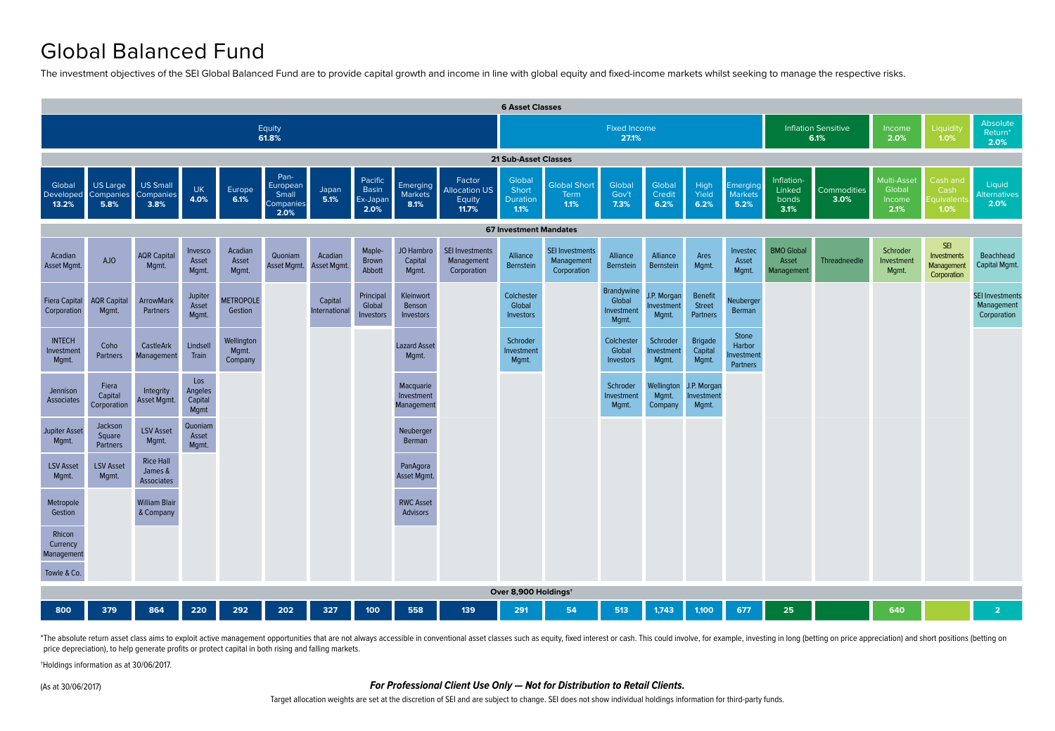# Global Balanced Fund

The investment objectives of the SEI Global Balanced Fund are to provide capital growth and income in line with global equity and fixed-income markets whilst seeking to manage the respective risks.

**6 Asset Classes**

| Asset Class | Weight |
|---|---|
| Equity | 61.8% |
| Fixed Income | 27.1% |
| Inflation Sensitive | 6.1% |
| Income | 2.0% |
| Liquidity | 1.0% |
| Absolute Return* | 2.0% |

**21 Sub-Asset Classes / 67 Investment Mandates / Over 8,900 Holdings†**

| Asset Class | Sub-Asset Class | Investment Mandates | Holdings |
|---|---|---|---|
| Equity | Global Developed 13.2% | Acadian Asset Mgmt.; Fiera Capital Corporation; INTECH Investment Mgmt.; Jennison Associates; Jupiter Asset Mgmt.; LSV Asset Mgmt.; Metropole Gestion; Rhicon Currency Management; Towle & Co. | 800 |
| Equity | US Large Companies 5.8% | AJO; AQR Capital Mgmt.; Coho Partners; Fiera Capital Corporation; Jackson Square Partners; LSV Asset Mgmt. | 379 |
| Equity | US Small Companies 3.8% | AQR Capital Mgmt.; ArrowMark Partners; CastleArk Management; Integrity Asset Mgmt.; LSV Asset Mgmt.; Rice Hall James & Associates; William Blair & Company | 864 |
| Equity | UK 4.0% | Invesco Asset Mgmt.; Jupiter Asset Mgmt.; Lindsell Train; Los Angeles Capital Mgmt; Quoniam Asset Mgmt. | 220 |
| Equity | Europe 6.1% | Acadian Asset Mgmt.; METROPOLE Gestion; Wellington Mgmt. Company | 292 |
| Equity | Pan-European Small Companies 2.0% | Quoniam Asset Mgmt. | 202 |
| Equity | Japan 5.1% | Acadian Asset Mgmt.; Capital International | 327 |
| Equity | Pacific Basin Ex-Japan 2.0% | Maple-Brown Abbott; Principal Global Investors | 100 |
| Equity | Emerging Markets 8.1% | JO Hambro Capital Mgmt.; Kleinwort Benson Investors; Lazard Asset Mgmt.; Macquarie Investment Management; Neuberger Berman; PanAgora Asset Mgmt.; RWC Asset Advisors | 558 |
| Equity | Factor Allocation US Equity 11.7% | SEI Investments Management Corporation | 139 |
| Fixed Income | Global Short Duration 1.1% | Alliance Bernstein; Colchester Global Investors; Schroder Investment Mgmt. | 291 |
| Fixed Income | Global Short Term 1.1% | SEI Investments Management Corporation | 54 |
| Fixed Income | Global Gov't 7.3% | Alliance Bernstein; Brandywine Global Investment Mgmt.; Colchester Global Investors; Schroder Investment Mgmt. | 513 |
| Fixed Income | Global Credit 6.2% | Alliance Bernstein; J.P. Morgan Investment Mgmt.; Schroder Investment Mgmt.; Wellington Mgmt. Company | 1,743 |
| Fixed Income | High Yield 6.2% | Ares Mgmt.; Benefit Street Partners; Brigade Capital Mgmt.; J.P. Morgan Investment Mgmt. | 1,100 |
| Fixed Income | Emerging Markets 5.2% | Investec Asset Mgmt.; Neuberger Berman; Stone Harbor Investment Partners | 677 |
| Inflation Sensitive | Inflation-Linked bonds 3.1% | BMO Global Asset Management | 25 |
| Inflation Sensitive | Commodities 3.0% | Threadneedle | |
| Income | Multi-Asset Global Income 2.1% | Schroder Investment Mgmt. | 640 |
| Liquidity | Cash and Cash Equivalents 1.0% | SEI Investments Management Corporation | |
| Absolute Return* | Liquid Alternatives 2.0% | Beachhead Capital Mgmt.; SEI Investments Management Corporation | 2 |

*The absolute return asset class aims to exploit active management opportunities that are not always accessible in conventional asset classes such as equity, fixed interest or cash. This could involve, for example, investing in long (betting on price appreciation) and short positions (betting on price depreciation), to help generate profits or protect capital in both rising and falling markets.

†Holdings information as at 30/06/2017.

(As at 30/06/2017)

***For Professional Client Use Only — Not for Distribution to Retail Clients.***

Target allocation weights are set at the discretion of SEI and are subject to change. SEI does not show individual holdings information for third-party funds.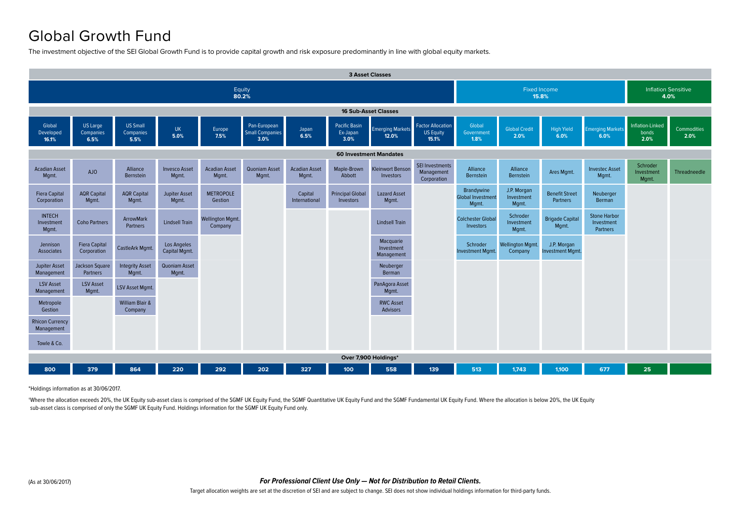# Global Growth Fund

The investment objective of the SEI Global Growth Fund is to provide capital growth and risk exposure predominantly in line with global equity markets.

**3 Asset Classes**

| Equity 80.2% | | | | | | | | | | Fixed Income 15.8% | | | | Inflation Sensitive 4.0% | |
|---|---|---|---|---|---|---|---|---|---|---|---|---|---|---|---|
| **16 Sub-Asset Classes** | | | | | | | | | | | | | | | |
| Global Developed **16.1%** | US Large Companies **6.5%** | US Small Companies **5.5%** | UK **5.0%** | Europe **7.5%** | Pan-European Small Companies **3.0%** | Japan **6.5%** | Pacific Basin Ex-Japan **3.0%** | Emerging Markets **12.0%** | Factor Allocation US Equity **15.1%** | Global Government **1.8%** | Global Credit **2.0%** | High Yield **6.0%** | Emerging Markets **6.0%** | Inflation-Linked bonds **2.0%** | Commodities **2.0%** |
| **60 Investment Mandates** | | | | | | | | | | | | | | | |
| Acadian Asset Mgmt. | AJO | Alliance Bernstein | Invesco Asset Mgmt. | Acadian Asset Mgmt. | Quoniam Asset Mgmt. | Acadian Asset Mgmt. | Maple-Brown Abbott | Kleinwort Benson Investors | SEI Investments Management Corporation | Alliance Bernstein | Alliance Bernstein | Ares Mgmt. | Investec Asset Mgmt. | Schroder Investment Mgmt. | Threadneedle |
| Fiera Capital Corporation | AQR Capital Mgmt. | AQR Capital Mgmt. | Jupiter Asset Mgmt. | METROPOLE Gestion | | Capital International | Principal Global Investors | Lazard Asset Mgmt. | | Brandywine Global Investment Mgmt. | J.P. Morgan Investment Mgmt. | Benefit Street Partners | Neuberger Berman | | |
| INTECH Investment Mgmt. | Coho Partners | ArrowMark Partners | Lindsell Train | Wellington Mgmt. Company | | | | Lindsell Train | | Colchester Global Investors | Schroder Investment Mgmt. | Brigade Capital Mgmt. | Stone Harbor Investment Partners | | |
| Jennison Associates | Fiera Capital Corporation | CastleArk Mgmt. | Los Angeles Capital Mgmt. | | | | | Macquarie Investment Management | | Schroder Investment Mgmt. | Wellington Mgmt. Company | J.P. Morgan Investment Mgmt. | | | |
| Jupiter Asset Management | Jackson Square Partners | Integrity Asset Mgmt. | Quoniam Asset Mgmt. | | | | | Neuberger Berman | | | | | | | |
| LSV Asset Management | LSV Asset Mgmt. | LSV Asset Mgmt. | | | | | | PanAgora Asset Mgmt. | | | | | | | |
| Metropole Gestion | | William Blair & Company | | | | | | RWC Asset Advisors | | | | | | | |
| Rhicon Currency Management | | | | | | | | | | | | | | | |
| Towle & Co. | | | | | | | | | | | | | | | |
| **Over 7,900 Holdings*** | | | | | | | | | | | | | | | |
| 800 | 379 | 864 | 220 | 292 | 202 | 327 | 100 | 558 | 139 | 513 | 1,743 | 1,100 | 677 | 25 | |

*Holdings information as at 30/06/2017.

[1]Where the allocation exceeds 20%, the UK Equity sub-asset class is comprised of the SGMF UK Equity Fund, the SGMF Quantitative UK Equity Fund and the SGMF Fundamental UK Equity Fund. Where the allocation is below 20%, the UK Equity sub-asset class is comprised of only the SGMF UK Equity Fund. Holdings information for the SGMF UK Equity Fund only.

(As at 30/06/2017)

***For Professional Client Use Only — Not for Distribution to Retail Clients.***

Target allocation weights are set at the discretion of SEI and are subject to change. SEI does not show individual holdings information for third-party funds.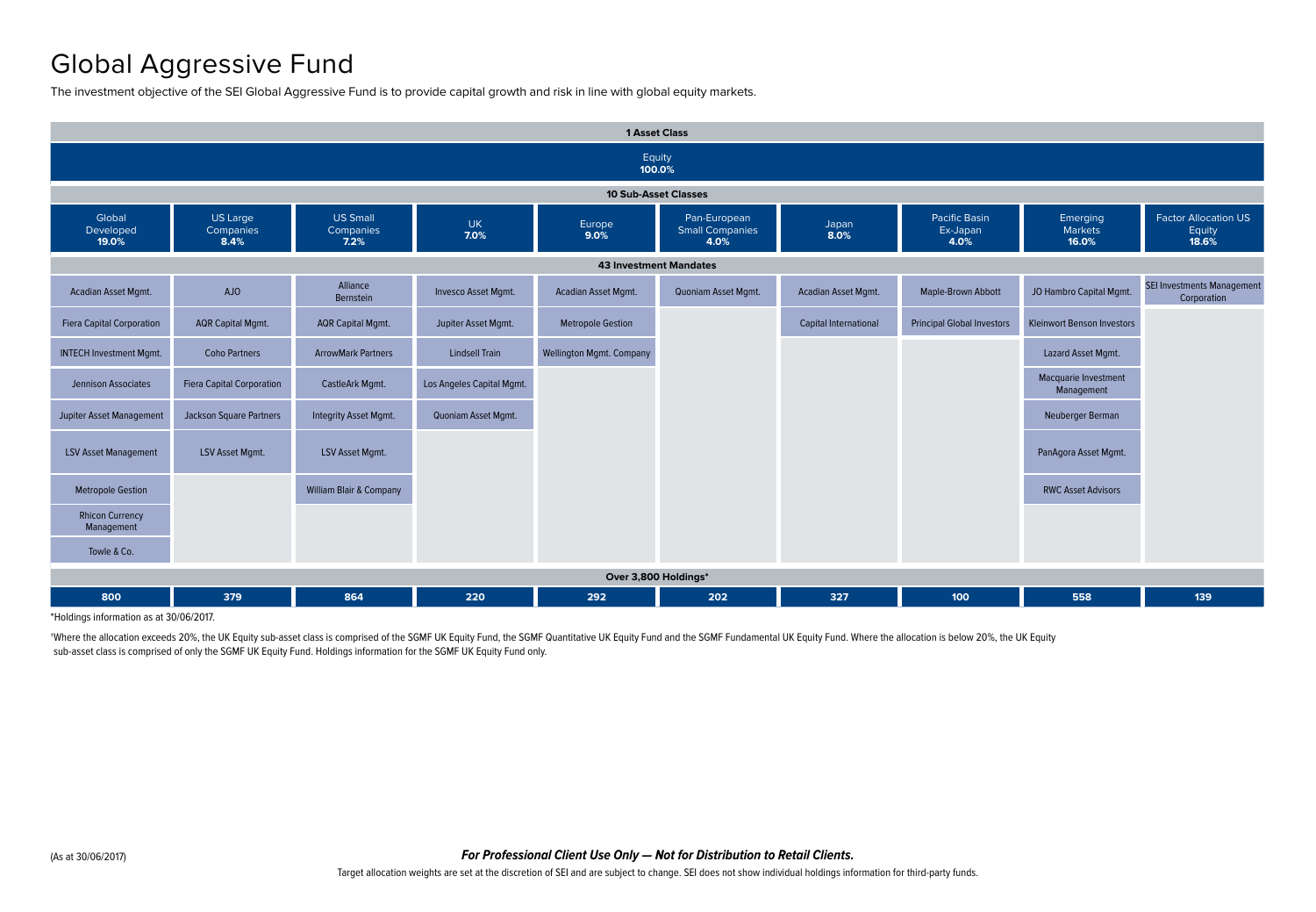# Global Aggressive Fund

The investment objective of the SEI Global Aggressive Fund is to provide capital growth and risk in line with global equity markets.

**1 Asset Class**

**Equity 100.0%**

**10 Sub-Asset Classes** / **43 Investment Mandates** / **Over 3,800 Holdings***

| Global Developed 19.0% | US Large Companies 8.4% | US Small Companies 7.2% | UK 7.0% | Europe 9.0% | Pan-European Small Companies 4.0% | Japan 8.0% | Pacific Basin Ex-Japan 4.0% | Emerging Markets 16.0% | Factor Allocation US Equity 18.6% |
|---|---|---|---|---|---|---|---|---|---|
| Acadian Asset Mgmt. | AJO | Alliance Bernstein | Invesco Asset Mgmt. | Acadian Asset Mgmt. | Quoniam Asset Mgmt. | Acadian Asset Mgmt. | Maple-Brown Abbott | JO Hambro Capital Mgmt. | SEI Investments Management Corporation |
| Fiera Capital Corporation | AQR Capital Mgmt. | AQR Capital Mgmt. | Jupiter Asset Mgmt. | Metropole Gestion | | Capital International | Principal Global Investors | Kleinwort Benson Investors | |
| INTECH Investment Mgmt. | Coho Partners | ArrowMark Partners | Lindsell Train | Wellington Mgmt. Company | | | | Lazard Asset Mgmt. | |
| Jennison Associates | Fiera Capital Corporation | CastleArk Mgmt. | Los Angeles Capital Mgmt. | | | | | Macquarie Investment Management | |
| Jupiter Asset Management | Jackson Square Partners | Integrity Asset Mgmt. | Quoniam Asset Mgmt. | | | | | Neuberger Berman | |
| LSV Asset Management | LSV Asset Mgmt. | LSV Asset Mgmt. | | | | | | PanAgora Asset Mgmt. | |
| Metropole Gestion | | William Blair & Company | | | | | | RWC Asset Advisors | |
| Rhicon Currency Management | | | | | | | | | |
| Towle & Co. | | | | | | | | | |
| **800** | **379** | **864** | **220** | **292** | **202** | **327** | **100** | **558** | **139** |

*Holdings information as at 30/06/2017.

†Where the allocation exceeds 20%, the UK Equity sub-asset class is comprised of the SGMF UK Equity Fund, the SGMF Quantitative UK Equity Fund and the SGMF Fundamental UK Equity Fund. Where the allocation is below 20%, the UK Equity sub-asset class is comprised of only the SGMF UK Equity Fund. Holdings information for the SGMF UK Equity Fund only.

(As at 30/06/2017)

***For Professional Client Use Only — Not for Distribution to Retail Clients.***

Target allocation weights are set at the discretion of SEI and are subject to change. SEI does not show individual holdings information for third-party funds.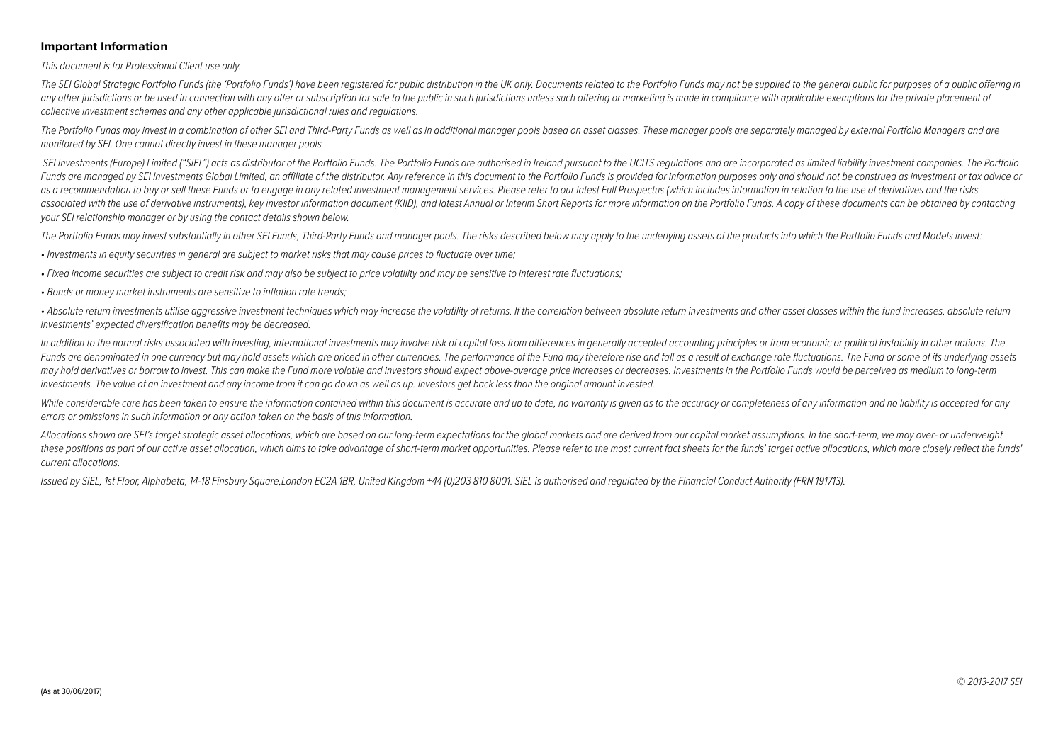### Important Information

*This document is for Professional Client use only.*

*The SEI Global Strategic Portfolio Funds (the 'Portfolio Funds') have been registered for public distribution in the UK only. Documents related to the Portfolio Funds may not be supplied to the general public for purposes of a public offering in any other jurisdictions or be used in connection with any offer or subscription for sale to the public in such jurisdictions unless such offering or marketing is made in compliance with applicable exemptions for the private placement of collective investment schemes and any other applicable jurisdictional rules and regulations.*

*The Portfolio Funds may invest in a combination of other SEI and Third-Party Funds as well as in additional manager pools based on asset classes. These manager pools are separately managed by external Portfolio Managers and are monitored by SEI. One cannot directly invest in these manager pools.*

*SEI Investments (Europe) Limited ("SIEL") acts as distributor of the Portfolio Funds. The Portfolio Funds are authorised in Ireland pursuant to the UCITS regulations and are incorporated as limited liability investment companies. The Portfolio Funds are managed by SEI Investments Global Limited, an affiliate of the distributor. Any reference in this document to the Portfolio Funds is provided for information purposes only and should not be construed as investment or tax advice or as a recommendation to buy or sell these Funds or to engage in any related investment management services. Please refer to our latest Full Prospectus (which includes information in relation to the use of derivatives and the risks associated with the use of derivative instruments), key investor information document (KIID), and latest Annual or Interim Short Reports for more information on the Portfolio Funds. A copy of these documents can be obtained by contacting your SEI relationship manager or by using the contact details shown below.*

*The Portfolio Funds may invest substantially in other SEI Funds, Third-Party Funds and manager pools. The risks described below may apply to the underlying assets of the products into which the Portfolio Funds and Models invest:*

- *Investments in equity securities in general are subject to market risks that may cause prices to fluctuate over time;*
- *Fixed income securities are subject to credit risk and may also be subject to price volatility and may be sensitive to interest rate fluctuations;*
- *Bonds or money market instruments are sensitive to inflation rate trends;*
- *Absolute return investments utilise aggressive investment techniques which may increase the volatility of returns. If the correlation between absolute return investments and other asset classes within the fund increases, absolute return investments' expected diversification benefits may be decreased.*

*In addition to the normal risks associated with investing, international investments may involve risk of capital loss from differences in generally accepted accounting principles or from economic or political instability in other nations. The Funds are denominated in one currency but may hold assets which are priced in other currencies. The performance of the Fund may therefore rise and fall as a result of exchange rate fluctuations. The Fund or some of its underlying assets may hold derivatives or borrow to invest. This can make the Fund more volatile and investors should expect above-average price increases or decreases. Investments in the Portfolio Funds would be perceived as medium to long-term investments. The value of an investment and any income from it can go down as well as up. Investors get back less than the original amount invested.*

*While considerable care has been taken to ensure the information contained within this document is accurate and up to date, no warranty is given as to the accuracy or completeness of any information and no liability is accepted for any errors or omissions in such information or any action taken on the basis of this information.*

*Allocations shown are SEI's target strategic asset allocations, which are based on our long-term expectations for the global markets and are derived from our capital market assumptions. In the short-term, we may over- or underweight these positions as part of our active asset allocation, which aims to take advantage of short-term market opportunities. Please refer to the most current fact sheets for the funds' target active allocations, which more closely reflect the funds' current allocations.*

*Issued by SIEL, 1st Floor, Alphabeta, 14-18 Finsbury Square,London EC2A 1BR, United Kingdom +44 (0)203 810 8001. SIEL is authorised and regulated by the Financial Conduct Authority (FRN 191713).*

(As at 30/06/2017)

*© 2013-2017 SEI*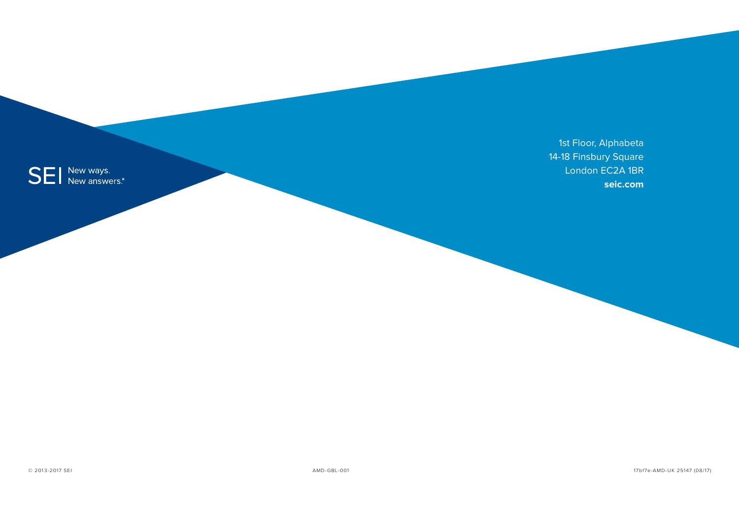SEI New ways. New answers.®

1st Floor, Alphabeta
14-18 Finsbury Square
London EC2A 1BR
**seic.com**

© 2013-2017 SEI

AMD-GBL-001

17bf7e-AMD-UK 25147 (08/17)